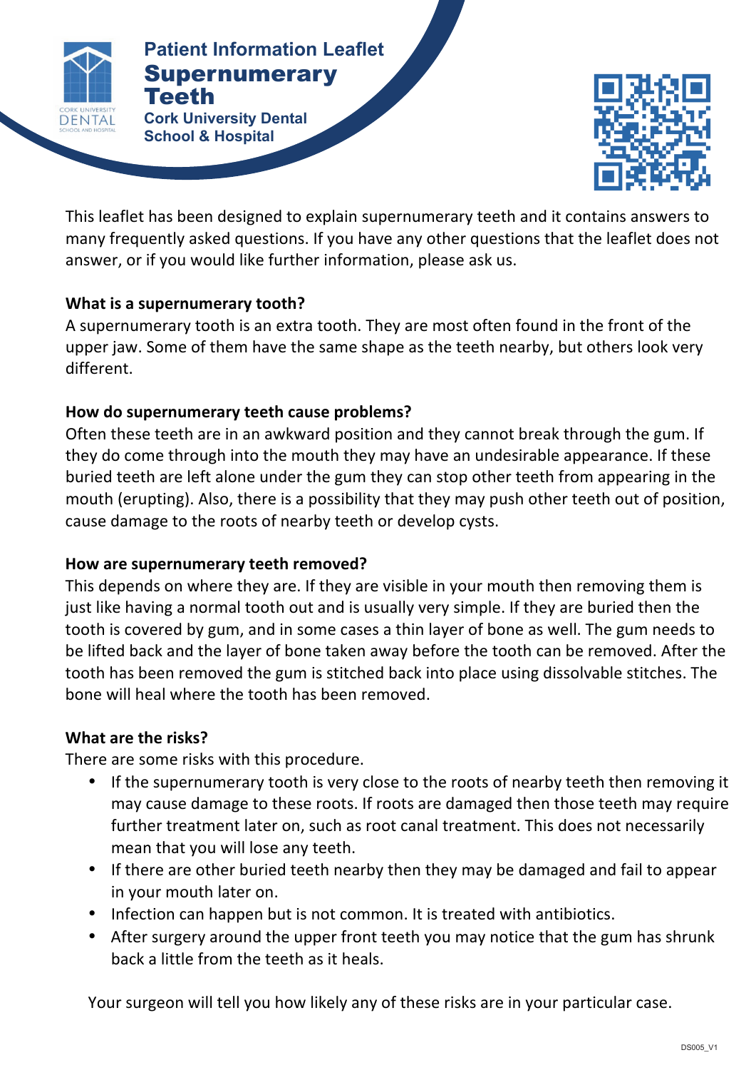**Patient Information Leaflet**

# Supernumerary Teeth

**Cork University Dental School & Hospital**

This leaflet has been designed to explain supernumerary teeth and it contains answers to many frequently asked questions. If you have any other questions that the leaflet does not answer, or if you would like further information, please ask us.

**What is a supernumerary tooth?**

A supernumerary tooth is an extra tooth. They are most often found in the front of the upper jaw. Some of them have the same shape as the teeth nearby, but others look very different.

**How do supernumerary teeth cause problems?**

Often these teeth are in an awkward position and they cannot break through the gum. If they do come through into the mouth they may have an undesirable appearance. If these buried teeth are left alone under the gum they can stop other teeth from appearing in the mouth (erupting). Also, there is a possibility that they may push other teeth out of position, cause damage to the roots of nearby teeth or develop cysts.

**How are supernumerary teeth removed?**

This depends on where they are. If they are visible in your mouth then removing them is just like having a normal tooth out and is usually very simple. If they are buried then the tooth is covered by gum, and in some cases a thin layer of bone as well. The gum needs to be lifted back and the layer of bone taken away before the tooth can be removed. After the tooth has been removed the gum is stitched back into place using dissolvable stitches. The bone will heal where the tooth has been removed.

**What are the risks?**

There are some risks with this procedure.

- If the supernumerary tooth is very close to the roots of nearby teeth then removing it may cause damage to these roots. If roots are damaged then those teeth may require further treatment later on, such as root canal treatment. This does not necessarily mean that you will lose any teeth.
- If there are other buried teeth nearby then they may be damaged and fail to appear in your mouth later on.
- Infection can happen but is not common. It is treated with antibiotics.
- After surgery around the upper front teeth you may notice that the gum has shrunk back a little from the teeth as it heals.

Your surgeon will tell you how likely any of these risks are in your particular case.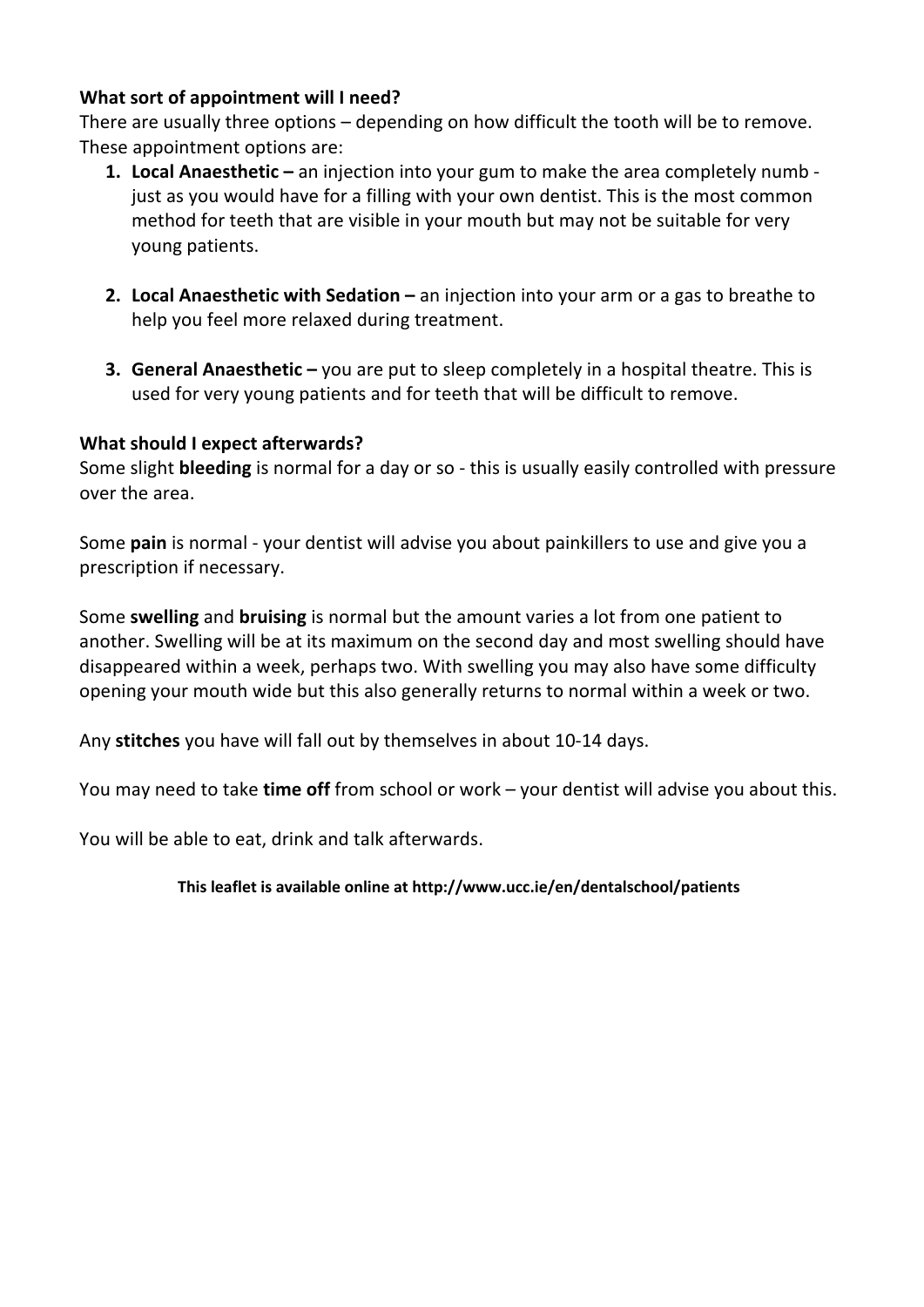**What sort of appointment will I need?**

There are usually three options – depending on how difficult the tooth will be to remove. These appointment options are:

1. **Local Anaesthetic –** an injection into your gum to make the area completely numb - just as you would have for a filling with your own dentist. This is the most common method for teeth that are visible in your mouth but may not be suitable for very young patients.

2. **Local Anaesthetic with Sedation –** an injection into your arm or a gas to breathe to help you feel more relaxed during treatment.

3. **General Anaesthetic –** you are put to sleep completely in a hospital theatre. This is used for very young patients and for teeth that will be difficult to remove.

**What should I expect afterwards?**

Some slight **bleeding** is normal for a day or so - this is usually easily controlled with pressure over the area.

Some **pain** is normal - your dentist will advise you about painkillers to use and give you a prescription if necessary.

Some **swelling** and **bruising** is normal but the amount varies a lot from one patient to another. Swelling will be at its maximum on the second day and most swelling should have disappeared within a week, perhaps two. With swelling you may also have some difficulty opening your mouth wide but this also generally returns to normal within a week or two.

Any **stitches** you have will fall out by themselves in about 10-14 days.

You may need to take **time off** from school or work – your dentist will advise you about this.

You will be able to eat, drink and talk afterwards.

**This leaflet is available online at http://www.ucc.ie/en/dentalschool/patients**